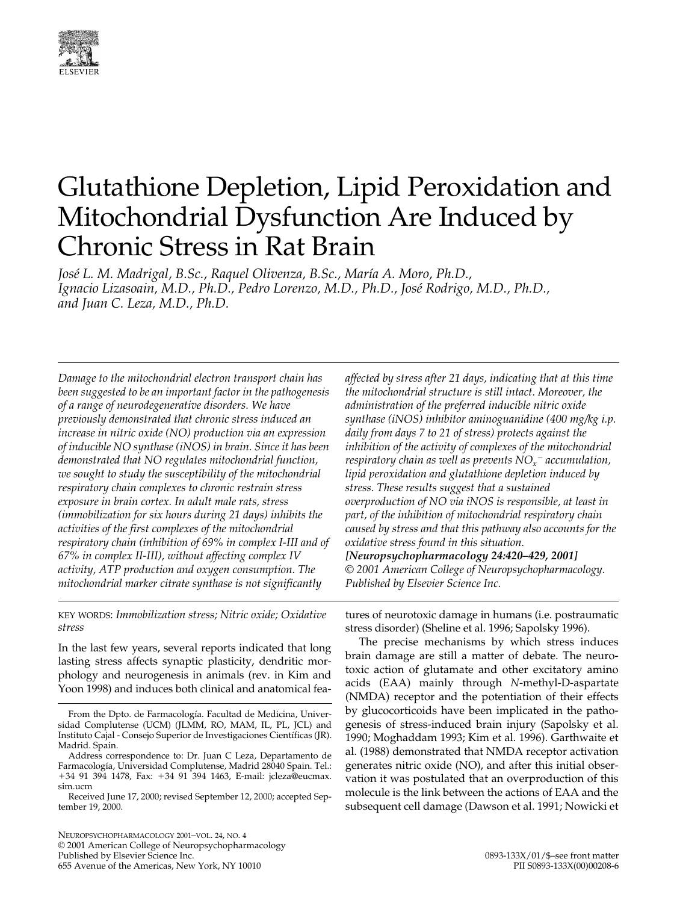# Glutathione Depletion, Lipid Peroxidation and Mitochondrial Dysfunction Are Induced by Chronic Stress in Rat Brain

*José L. M. Madrigal, B.Sc., Raquel Olivenza, B.Sc., María A. Moro, Ph.D., Ignacio Lizasoain, M.D., Ph.D., Pedro Lorenzo, M.D., Ph.D., José Rodrigo, M.D., Ph.D., and Juan C. Leza, M.D., Ph.D.*

*Damage to the mitochondrial electron transport chain has been suggested to be an important factor in the pathogenesis of a range of neurodegenerative disorders. We have previously demonstrated that chronic stress induced an increase in nitric oxide (NO) production via an expression of inducible NO synthase (iNOS) in brain. Since it has been demonstrated that NO regulates mitochondrial function, we sought to study the susceptibility of the mitochondrial respiratory chain complexes to chronic restrain stress exposure in brain cortex. In adult male rats, stress (immobilization for six hours during 21 days) inhibits the activities of the first complexes of the mitochondrial respiratory chain (inhibition of 69% in complex I-III and of 67% in complex II-III), without affecting complex IV activity, ATP production and oxygen consumption. The mitochondrial marker citrate synthase is not significantly affected by stress after 21 days, indicating that at this time the mitochondrial structure is still intact. Moreover, the administration of the preferred inducible nitric oxide synthase (iNOS) inhibitor aminoguanidine (400 mg/kg i.p. daily from days 7 to 21 of stress) protects against the inhibition of the activity of complexes of the mitochondrial respiratory chain as well as prevents $NO_x^-$ accumulation, lipid peroxidation and glutathione depletion induced by stress. These results suggest that a sustained overproduction of NO via iNOS is responsible, at least in part, of the inhibition of mitochondrial respiratory chain caused by stress and that this pathway also accounts for the oxidative stress found in this situation.* ***[Neuropsychopharmacology 24:420–429, 2001]*** *© 2001 American College of Neuropsychopharmacology. Published by Elsevier Science Inc.*

KEY WORDS: *Immobilization stress; Nitric oxide; Oxidative stress*

In the last few years, several reports indicated that long lasting stress affects synaptic plasticity, dendritic morphology and neurogenesis in animals (rev. in Kim and Yoon 1998) and induces both clinical and anatomical features of neurotoxic damage in humans (i.e. postraumatic stress disorder) (Sheline et al. 1996; Sapolsky 1996).

The precise mechanisms by which stress induces brain damage are still a matter of debate. The neurotoxic action of glutamate and other excitatory amino acids (EAA) mainly through *N*-methyl-D-aspartate (NMDA) receptor and the potentiation of their effects by glucocorticoids have been implicated in the pathogenesis of stress-induced brain injury (Sapolsky et al. 1990; Moghaddam 1993; Kim et al. 1996). Garthwaite et al. (1988) demonstrated that NMDA receptor activation generates nitric oxide (NO), and after this initial observation it was postulated that an overproduction of this molecule is the link between the actions of EAA and the subsequent cell damage (Dawson et al. 1991; Nowicki et

From the Dpto. de Farmacología. Facultad de Medicina, Universidad Complutense (UCM) (JLMM, RO, MAM, IL, PL, JCL) and Instituto Cajal - Consejo Superior de Investigaciones Científicas (JR). Madrid. Spain.

Address correspondence to: Dr. Juan C Leza, Departamento de Farmacología, Universidad Complutense, Madrid 28040 Spain. Tel.: +34 91 394 1478, Fax: +34 91 394 1463, E-mail: jcleza@eucmax.sim.ucm

Received June 17, 2000; revised September 12, 2000; accepted September 19, 2000.

© 2001 American College of Neuropsychopharmacology
Published by Elsevier Science Inc.
655 Avenue of the Americas, New York, NY 10010

0893-133X/01/$–see front matter
PII S0893-133X(00)00208-6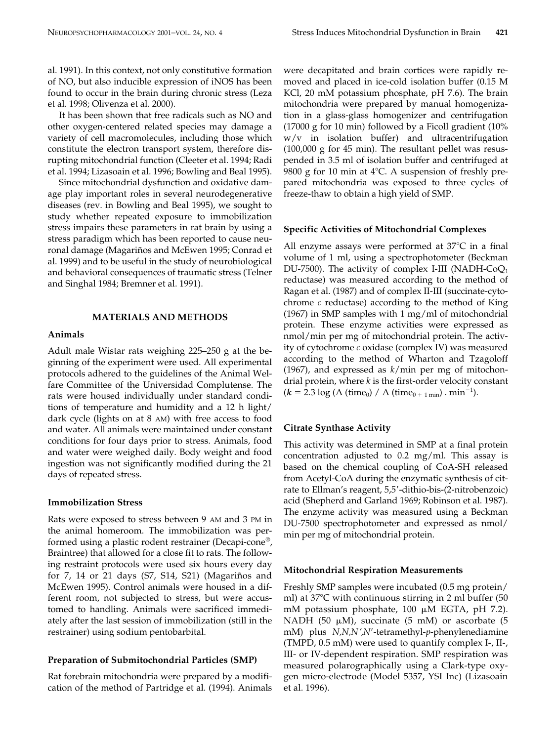al. 1991). In this context, not only constitutive formation of NO, but also inducible expression of iNOS has been found to occur in the brain during chronic stress (Leza et al. 1998; Olivenza et al. 2000).

It has been shown that free radicals such as NO and other oxygen-centered related species may damage a variety of cell macromolecules, including those which constitute the electron transport system, therefore disrupting mitochondrial function (Cleeter et al. 1994; Radi et al. 1994; Lizasoain et al. 1996; Bowling and Beal 1995).

Since mitochondrial dysfunction and oxidative damage play important roles in several neurodegenerative diseases (rev. in Bowling and Beal 1995), we sought to study whether repeated exposure to immobilization stress impairs these parameters in rat brain by using a stress paradigm which has been reported to cause neuronal damage (Magariños and McEwen 1995; Conrad et al. 1999) and to be useful in the study of neurobiological and behavioral consequences of traumatic stress (Telner and Singhal 1984; Bremner et al. 1991).

## MATERIALS AND METHODS

### Animals

Adult male Wistar rats weighing 225–250 g at the beginning of the experiment were used. All experimental protocols adhered to the guidelines of the Animal Welfare Committee of the Universidad Complutense. The rats were housed individually under standard conditions of temperature and humidity and a 12 h light/dark cycle (lights on at 8 AM) with free access to food and water. All animals were maintained under constant conditions for four days prior to stress. Animals, food and water were weighed daily. Body weight and food ingestion was not significantly modified during the 21 days of repeated stress.

### Immobilization Stress

Rats were exposed to stress between 9 AM and 3 PM in the animal homeroom. The immobilization was performed using a plastic rodent restrainer (Decapi-cone®, Braintree) that allowed for a close fit to rats. The following restraint protocols were used six hours every day for 7, 14 or 21 days (S7, S14, S21) (Magariños and McEwen 1995). Control animals were housed in a different room, not subjected to stress, but were accustomed to handling. Animals were sacrificed immediately after the last session of immobilization (still in the restrainer) using sodium pentobarbital.

### Preparation of Submitochondrial Particles (SMP)

Rat forebrain mitochondria were prepared by a modification of the method of Partridge et al. (1994). Animals were decapitated and brain cortices were rapidly removed and placed in ice-cold isolation buffer (0.15 M KCl, 20 mM potassium phosphate, pH 7.6). The brain mitochondria were prepared by manual homogenization in a glass-glass homogenizer and centrifugation (17000 g for 10 min) followed by a Ficoll gradient (10% w/v in isolation buffer) and ultracentrifugation (100,000 g for 45 min). The resultant pellet was resuspended in 3.5 ml of isolation buffer and centrifuged at 9800 g for 10 min at 4°C. A suspension of freshly prepared mitochondria was exposed to three cycles of freeze-thaw to obtain a high yield of SMP.

### Specific Activities of Mitochondrial Complexes

All enzyme assays were performed at 37°C in a final volume of 1 ml, using a spectrophotometer (Beckman DU-7500). The activity of complex I-III (NADH-$CoQ_1$ reductase) was measured according to the method of Ragan et al. (1987) and of complex II-III (succinate-cytochrome *c* reductase) according to the method of King (1967) in SMP samples with 1 mg/ml of mitochondrial protein. These enzyme activities were expressed as nmol/min per mg of mitochondrial protein. The activity of cytochrome *c* oxidase (complex IV) was measured according to the method of Wharton and Tzagoloff (1967), and expressed as $k$/min per mg of mitochondrial protein, where $k$ is the first-order velocity constant ($k = 2.3 \log (\mathrm{A}\ (\mathrm{time}_0) / \mathrm{A}\ (\mathrm{time}_{0+1\,\mathrm{min}})\ .\ \mathrm{min}^{-1})$).

### Citrate Synthase Activity

This activity was determined in SMP at a final protein concentration adjusted to 0.2 mg/ml. This assay is based on the chemical coupling of CoA-SH released from Acetyl-CoA during the enzymatic synthesis of citrate to Ellman's reagent, 5,5'-dithio-bis-(2-nitrobenzoic) acid (Shepherd and Garland 1969; Robinson et al. 1987). The enzyme activity was measured using a Beckman DU-7500 spectrophotometer and expressed as nmol/min per mg of mitochondrial protein.

### Mitochondrial Respiration Measurements

Freshly SMP samples were incubated (0.5 mg protein/ml) at 37°C with continuous stirring in 2 ml buffer (50 mM potassium phosphate, 100 μM EGTA, pH 7.2). NADH (50 μM), succinate (5 mM) or ascorbate (5 mM) plus *N,N,N',N'*-tetramethyl-*p*-phenylenediamine (TMPD, 0.5 mM) were used to quantify complex I-, II-, III- or IV-dependent respiration. SMP respiration was measured polarographically using a Clark-type oxygen micro-electrode (Model 5357, YSI Inc) (Lizasoain et al. 1996).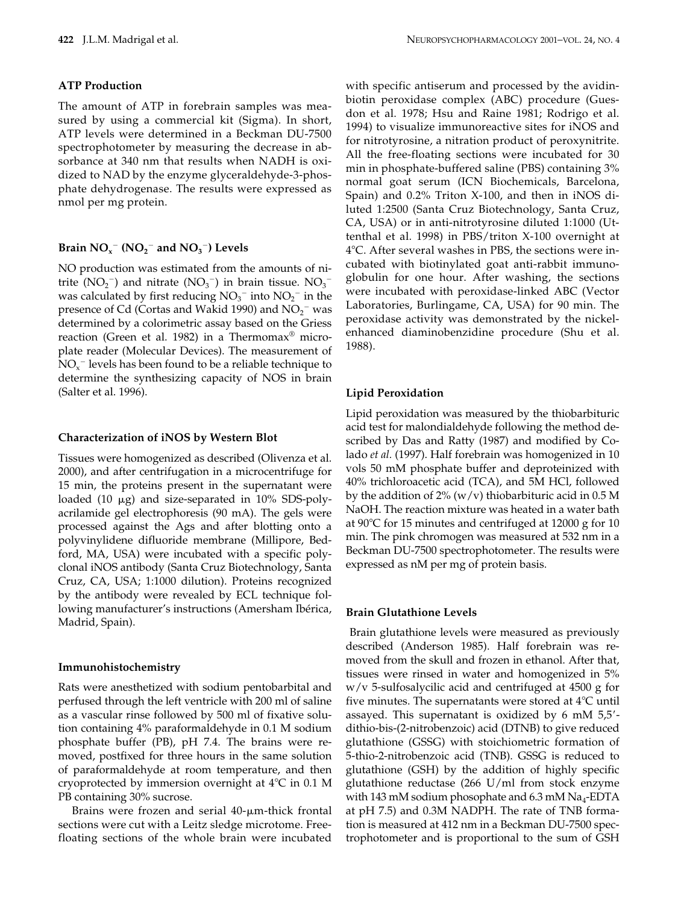### ATP Production

The amount of ATP in forebrain samples was measured by using a commercial kit (Sigma). In short, ATP levels were determined in a Beckman DU-7500 spectrophotometer by measuring the decrease in absorbance at 340 nm that results when NADH is oxidized to NAD by the enzyme glyceraldehyde-3-phosphate dehydrogenase. The results were expressed as nmol per mg protein.

### Brain $NO_x^-$ ($NO_2^-$ and $NO_3^-$) Levels

NO production was estimated from the amounts of nitrite ($NO_2^-$) and nitrate ($NO_3^-$) in brain tissue. $NO_3^-$ was calculated by first reducing $NO_3^-$ into $NO_2^-$ in the presence of Cd (Cortas and Wakid 1990) and $NO_2^-$ was determined by a colorimetric assay based on the Griess reaction (Green et al. 1982) in a Thermomax® microplate reader (Molecular Devices). The measurement of $NO_x^-$ levels has been found to be a reliable technique to determine the synthesizing capacity of NOS in brain (Salter et al. 1996).

### Characterization of iNOS by Western Blot

Tissues were homogenized as described (Olivenza et al. 2000), and after centrifugation in a microcentrifuge for 15 min, the proteins present in the supernatant were loaded (10 μg) and size-separated in 10% SDS-polyacrilamide gel electrophoresis (90 mA). The gels were processed against the Ags and after blotting onto a polyvinylidene difluoride membrane (Millipore, Bedford, MA, USA) were incubated with a specific polyclonal iNOS antibody (Santa Cruz Biotechnology, Santa Cruz, CA, USA; 1:1000 dilution). Proteins recognized by the antibody were revealed by ECL technique following manufacturer's instructions (Amersham Ibérica, Madrid, Spain).

### Immunohistochemistry

Rats were anesthetized with sodium pentobarbital and perfused through the left ventricle with 200 ml of saline as a vascular rinse followed by 500 ml of fixative solution containing 4% paraformaldehyde in 0.1 M sodium phosphate buffer (PB), pH 7.4. The brains were removed, postfixed for three hours in the same solution of paraformaldehyde at room temperature, and then cryoprotected by immersion overnight at 4°C in 0.1 M PB containing 30% sucrose.

Brains were frozen and serial 40-μm-thick frontal sections were cut with a Leitz sledge microtome. Free-floating sections of the whole brain were incubated with specific antiserum and processed by the avidin-biotin peroxidase complex (ABC) procedure (Guesdon et al. 1978; Hsu and Raine 1981; Rodrigo et al. 1994) to visualize immunoreactive sites for iNOS and for nitrotyrosine, a nitration product of peroxynitrite. All the free-floating sections were incubated for 30 min in phosphate-buffered saline (PBS) containing 3% normal goat serum (ICN Biochemicals, Barcelona, Spain) and 0.2% Triton X-100, and then in iNOS diluted 1:2500 (Santa Cruz Biotechnology, Santa Cruz, CA, USA) or in anti-nitrotyrosine diluted 1:1000 (Uttenthal et al. 1998) in PBS/triton X-100 overnight at 4°C. After several washes in PBS, the sections were incubated with biotinylated goat anti-rabbit immunoglobulin for one hour. After washing, the sections were incubated with peroxidase-linked ABC (Vector Laboratories, Burlingame, CA, USA) for 90 min. The peroxidase activity was demonstrated by the nickel-enhanced diaminobenzidine procedure (Shu et al. 1988).

### Lipid Peroxidation

Lipid peroxidation was measured by the thiobarbituric acid test for malondialdehyde following the method described by Das and Ratty (1987) and modified by Colado *et al.* (1997). Half forebrain was homogenized in 10 vols 50 mM phosphate buffer and deproteinized with 40% trichloroacetic acid (TCA), and 5M HCl, followed by the addition of 2% (w/v) thiobarbituric acid in 0.5 M NaOH. The reaction mixture was heated in a water bath at 90°C for 15 minutes and centrifuged at 12000 g for 10 min. The pink chromogen was measured at 532 nm in a Beckman DU-7500 spectrophotometer. The results were expressed as nM per mg of protein basis.

### Brain Glutathione Levels

Brain glutathione levels were measured as previously described (Anderson 1985). Half forebrain was removed from the skull and frozen in ethanol. After that, tissues were rinsed in water and homogenized in 5% w/v 5-sulfosalycilic acid and centrifuged at 4500 g for five minutes. The supernatants were stored at 4°C until assayed. This supernatant is oxidized by 6 mM 5,5′-dithio-bis-(2-nitrobenzoic) acid (DTNB) to give reduced glutathione (GSSG) with stoichiometric formation of 5-thio-2-nitrobenzoic acid (TNB). GSSG is reduced to glutathione (GSH) by the addition of highly specific glutathione reductase (266 U/ml from stock enzyme with 143 mM sodium phosphate and 6.3 mM $Na_4$-EDTA at pH 7.5) and 0.3M NADPH. The rate of TNB formation is measured at 412 nm in a Beckman DU-7500 spectrophotometer and is proportional to the sum of GSH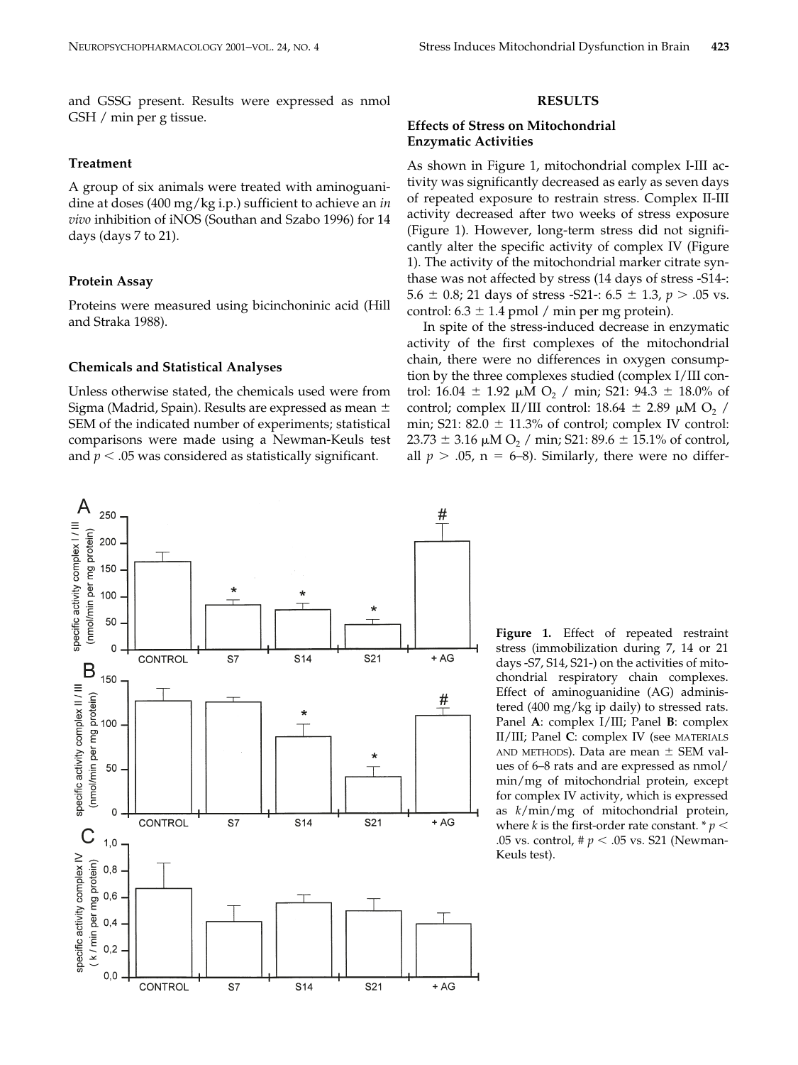and GSSG present. Results were expressed as nmol GSH / min per g tissue.

### Treatment

A group of six animals were treated with aminoguanidine at doses (400 mg/kg i.p.) sufficient to achieve an *in vivo* inhibition of iNOS (Southan and Szabo 1996) for 14 days (days 7 to 21).

### Protein Assay

Proteins were measured using bicinchoninic acid (Hill and Straka 1988).

### Chemicals and Statistical Analyses

Unless otherwise stated, the chemicals used were from Sigma (Madrid, Spain). Results are expressed as mean ± SEM of the indicated number of experiments; statistical comparisons were made using a Newman-Keuls test and $p < .05$ was considered as statistically significant.

## RESULTS

### Effects of Stress on Mitochondrial Enzymatic Activities

As shown in Figure 1, mitochondrial complex I-III activity was significantly decreased as early as seven days of repeated exposure to restrain stress. Complex II-III activity decreased after two weeks of stress exposure (Figure 1). However, long-term stress did not significantly alter the specific activity of complex IV (Figure 1). The activity of the mitochondrial marker citrate synthase was not affected by stress (14 days of stress -S14-: 5.6 ± 0.8; 21 days of stress -S21-: 6.5 ± 1.3, $p > .05$ vs. control: 6.3 ± 1.4 pmol / min per mg protein).

In spite of the stress-induced decrease in enzymatic activity of the first complexes of the mitochondrial chain, there were no differences in oxygen consumption by the three complexes studied (complex I/III control: 16.04 ± 1.92 μM $O_2$ / min; S21: 94.3 ± 18.0% of control; complex II/III control: 18.64 ± 2.89 μM $O_2$ / min; S21: 82.0 ± 11.3% of control; complex IV control: 23.73 ± 3.16 μM $O_2$ / min; S21: 89.6 ± 15.1% of control, all $p > .05$, n = 6–8). Similarly, there were no differ-

**Figure 1.** Effect of repeated restraint stress (immobilization during 7, 14 or 21 days -S7, S14, S21-) on the activities of mitochondrial respiratory chain complexes. Effect of aminoguanidine (AG) administered (400 mg/kg ip daily) to stressed rats. Panel **A**: complex I/III; Panel **B**: complex II/III; Panel **C**: complex IV (see MATERIALS AND METHODS). Data are mean ± SEM values of 6–8 rats and are expressed as nmol/min/mg of mitochondrial protein, except for complex IV activity, which is expressed as $k$/min/mg of mitochondrial protein, where $k$ is the first-order rate constant. * $p < .05$ vs. control, # $p < .05$ vs. S21 (Newman-Keuls test).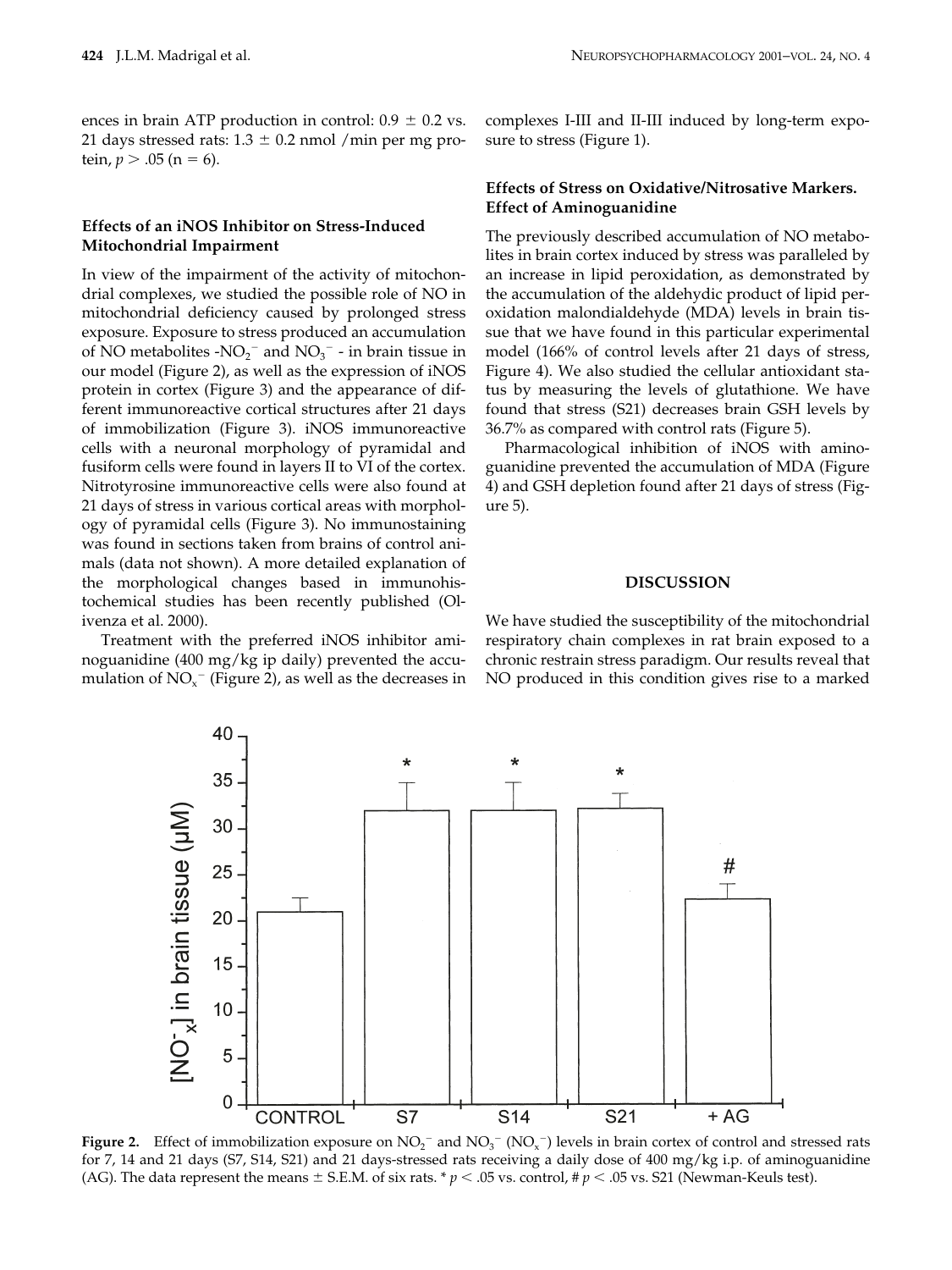ences in brain ATP production in control: 0.9 ± 0.2 vs. 21 days stressed rats: 1.3 ± 0.2 nmol /min per mg protein, $p > .05$ (n = 6).

### Effects of an iNOS Inhibitor on Stress-Induced Mitochondrial Impairment

In view of the impairment of the activity of mitochondrial complexes, we studied the possible role of NO in mitochondrial deficiency caused by prolonged stress exposure. Exposure to stress produced an accumulation of NO metabolites -$NO_2^-$ and $NO_3^-$ - in brain tissue in our model (Figure 2), as well as the expression of iNOS protein in cortex (Figure 3) and the appearance of different immunoreactive cortical structures after 21 days of immobilization (Figure 3). iNOS immunoreactive cells with a neuronal morphology of pyramidal and fusiform cells were found in layers II to VI of the cortex. Nitrotyrosine immunoreactive cells were also found at 21 days of stress in various cortical areas with morphology of pyramidal cells (Figure 3). No immunostaining was found in sections taken from brains of control animals (data not shown). A more detailed explanation of the morphological changes based in immunohistochemical studies has been recently published (Olivenza et al. 2000).

Treatment with the preferred iNOS inhibitor aminoguanidine (400 mg/kg ip daily) prevented the accumulation of $NO_x^-$ (Figure 2), as well as the decreases in complexes I-III and II-III induced by long-term exposure to stress (Figure 1).

### Effects of Stress on Oxidative/Nitrosative Markers. Effect of Aminoguanidine

The previously described accumulation of NO metabolites in brain cortex induced by stress was paralleled by an increase in lipid peroxidation, as demonstrated by the accumulation of the aldehydic product of lipid peroxidation malondialdehyde (MDA) levels in brain tissue that we have found in this particular experimental model (166% of control levels after 21 days of stress, Figure 4). We also studied the cellular antioxidant status by measuring the levels of glutathione. We have found that stress (S21) decreases brain GSH levels by 36.7% as compared with control rats (Figure 5).

Pharmacological inhibition of iNOS with aminoguanidine prevented the accumulation of MDA (Figure 4) and GSH depletion found after 21 days of stress (Figure 5).

## DISCUSSION

We have studied the susceptibility of the mitochondrial respiratory chain complexes in rat brain exposed to a chronic restrain stress paradigm. Our results reveal that NO produced in this condition gives rise to a marked

**Figure 2.** Effect of immobilization exposure on $NO_2^-$ and $NO_3^-$ ($NO_x^-$) levels in brain cortex of control and stressed rats for 7, 14 and 21 days (S7, S14, S21) and 21 days-stressed rats receiving a daily dose of 400 mg/kg i.p. of aminoguanidine (AG). The data represent the means ± S.E.M. of six rats. * $p < .05$ vs. control, # $p < .05$ vs. S21 (Newman-Keuls test).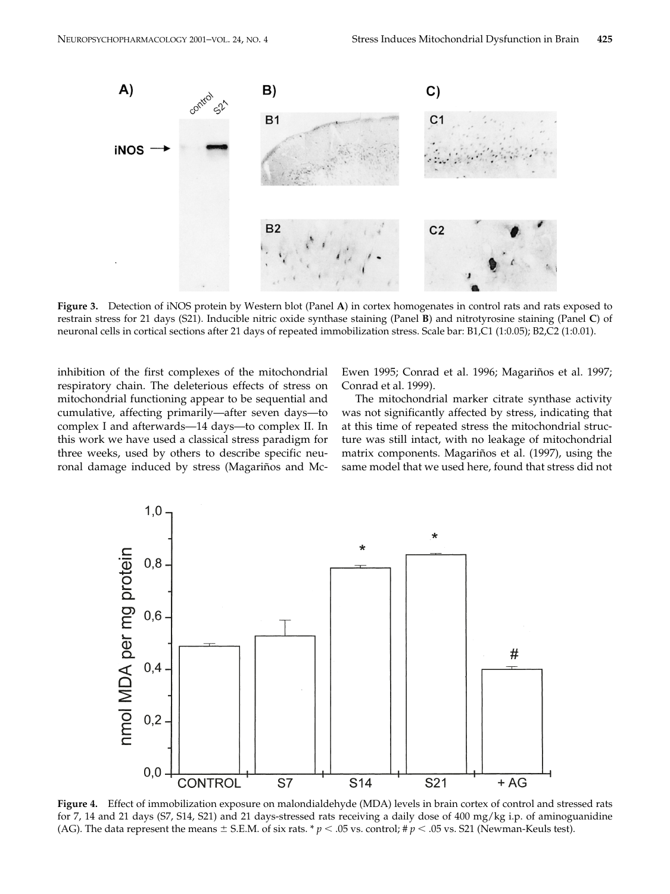**Figure 3.** Detection of iNOS protein by Western blot (Panel **A**) in cortex homogenates in control rats and rats exposed to restrain stress for 21 days (S21). Inducible nitric oxide synthase staining (Panel **B**) and nitrotyrosine staining (Panel **C**) of neuronal cells in cortical sections after 21 days of repeated immobilization stress. Scale bar: B1,C1 (1:0.05); B2,C2 (1:0.01).

inhibition of the first complexes of the mitochondrial respiratory chain. The deleterious effects of stress on mitochondrial functioning appear to be sequential and cumulative, affecting primarily—after seven days—to complex I and afterwards—14 days—to complex II. In this work we have used a classical stress paradigm for three weeks, used by others to describe specific neuronal damage induced by stress (Magariños and McEwen 1995; Conrad et al. 1996; Magariños et al. 1997; Conrad et al. 1999).

The mitochondrial marker citrate synthase activity was not significantly affected by stress, indicating that at this time of repeated stress the mitochondrial structure was still intact, with no leakage of mitochondrial matrix components. Magariños et al. (1997), using the same model that we used here, found that stress did not

**Figure 4.** Effect of immobilization exposure on malondialdehyde (MDA) levels in brain cortex of control and stressed rats for 7, 14 and 21 days (S7, S14, S21) and 21 days-stressed rats receiving a daily dose of 400 mg/kg i.p. of aminoguanidine (AG). The data represent the means ± S.E.M. of six rats. * $p < .05$ vs. control; # $p < .05$ vs. S21 (Newman-Keuls test).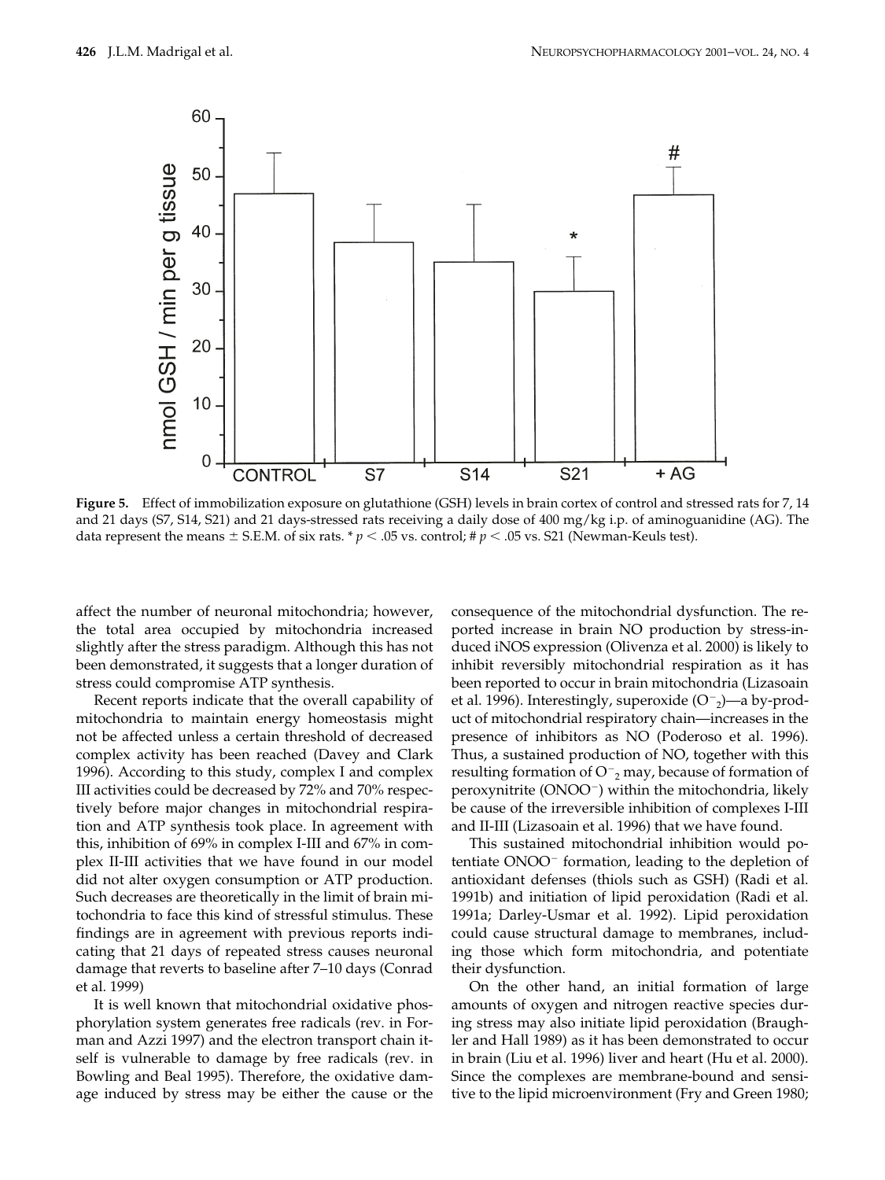**Figure 5.** Effect of immobilization exposure on glutathione (GSH) levels in brain cortex of control and stressed rats for 7, 14 and 21 days (S7, S14, S21) and 21 days-stressed rats receiving a daily dose of 400 mg/kg i.p. of aminoguanidine (AG). The data represent the means ± S.E.M. of six rats. * $p < .05$ vs. control; # $p < .05$ vs. S21 (Newman-Keuls test).

affect the number of neuronal mitochondria; however, the total area occupied by mitochondria increased slightly after the stress paradigm. Although this has not been demonstrated, it suggests that a longer duration of stress could compromise ATP synthesis.

Recent reports indicate that the overall capability of mitochondria to maintain energy homeostasis might not be affected unless a certain threshold of decreased complex activity has been reached (Davey and Clark 1996). According to this study, complex I and complex III activities could be decreased by 72% and 70% respectively before major changes in mitochondrial respiration and ATP synthesis took place. In agreement with this, inhibition of 69% in complex I-III and 67% in complex II-III activities that we have found in our model did not alter oxygen consumption or ATP production. Such decreases are theoretically in the limit of brain mitochondria to face this kind of stressful stimulus. These findings are in agreement with previous reports indicating that 21 days of repeated stress causes neuronal damage that reverts to baseline after 7–10 days (Conrad et al. 1999)

It is well known that mitochondrial oxidative phosphorylation system generates free radicals (rev. in Forman and Azzi 1997) and the electron transport chain itself is vulnerable to damage by free radicals (rev. in Bowling and Beal 1995). Therefore, the oxidative damage induced by stress may be either the cause or the consequence of the mitochondrial dysfunction. The reported increase in brain NO production by stress-induced iNOS expression (Olivenza et al. 2000) is likely to inhibit reversibly mitochondrial respiration as it has been reported to occur in brain mitochondria (Lizasoain et al. 1996). Interestingly, superoxide ($O^{-}_{2}$)—a by-product of mitochondrial respiratory chain—increases in the presence of inhibitors as NO (Poderoso et al. 1996). Thus, a sustained production of NO, together with this resulting formation of $O^{-}_{2}$ may, because of formation of peroxynitrite ($ONOO^{-}$) within the mitochondria, likely be cause of the irreversible inhibition of complexes I-III and II-III (Lizasoain et al. 1996) that we have found.

This sustained mitochondrial inhibition would potentiate $ONOO^{-}$ formation, leading to the depletion of antioxidant defenses (thiols such as GSH) (Radi et al. 1991b) and initiation of lipid peroxidation (Radi et al. 1991a; Darley-Usmar et al. 1992). Lipid peroxidation could cause structural damage to membranes, including those which form mitochondria, and potentiate their dysfunction.

On the other hand, an initial formation of large amounts of oxygen and nitrogen reactive species during stress may also initiate lipid peroxidation (Braughler and Hall 1989) as it has been demonstrated to occur in brain (Liu et al. 1996) liver and heart (Hu et al. 2000). Since the complexes are membrane-bound and sensitive to the lipid microenvironment (Fry and Green 1980;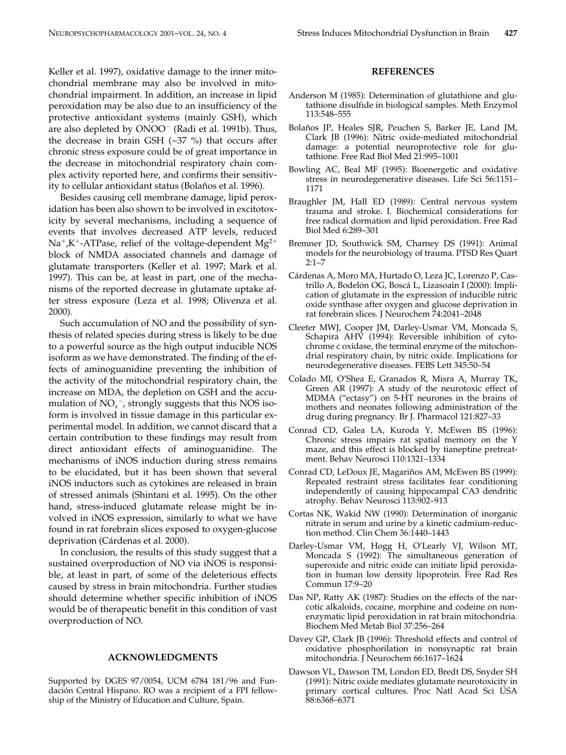Keller et al. 1997), oxidative damage to the inner mitochondrial membrane may also be involved in mitochondrial impairment. In addition, an increase in lipid peroxidation may be also due to an insufficiency of the protective antioxidant systems (mainly GSH), which are also depleted by $ONOO^-$ (Radi et al. 1991b). Thus, the decrease in brain GSH (~37 %) that occurs after chronic stress exposure could be of great importance in the decrease in mitochondrial respiratory chain complex activity reported here, and confirms their sensitivity to cellular antioxidant status (Bolaños et al. 1996).

Besides causing cell membrane damage, lipid peroxidation has been also shown to be involved in excitotoxicity by several mechanisms, including a sequence of events that involves decreased ATP levels, reduced $Na^+,K^+$-ATPase, relief of the voltage-dependent $Mg^{2+}$ block of NMDA associated channels and damage of glutamate transporters (Keller et al. 1997; Mark et al. 1997). This can be, at least in part, one of the mechanisms of the reported decrease in glutamate uptake after stress exposure (Leza et al. 1998; Olivenza et al. 2000).

Such accumulation of NO and the possibility of synthesis of related species during stress is likely to be due to a powerful source as the high output inducible NOS isoform as we have demonstrated. The finding of the effects of aminoguanidine preventing the inhibition of the activity of the mitochondrial respiratory chain, the increase on MDA, the depletion on GSH and the accumulation of $NO_x^-$, strongly suggests that this NOS isoform is involved in tissue damage in this particular experimental model. In addition, we cannot discard that a certain contribution to these findings may result from direct antioxidant effects of aminoguanidine. The mechanisms of iNOS induction during stress remains to be elucidated, but it has been shown that several iNOS inductors such as cytokines are released in brain of stressed animals (Shintani et al. 1995). On the other hand, stress-induced glutamate release might be involved in iNOS expression, similarly to what we have found in rat forebrain slices exposed to oxygen-glucose deprivation (Cárdenas et al. 2000).

In conclusion, the results of this study suggest that a sustained overproduction of NO via iNOS is responsible, at least in part, of some of the deleterious effects caused by stress in brain mitochondria. Further studies should determine whether specific inhibition of iNOS would be of therapeutic benefit in this condition of vast overproduction of NO.

## ACKNOWLEDGMENTS

Supported by DGES 97/0054, UCM 6784 181/96 and Fundación Central Hispano. RO was a recipient of a FPI fellowship of the Ministry of Education and Culture, Spain.

## REFERENCES

Anderson M (1985): Determination of glutathione and glutathione disulfide in biological samples. Meth Enzymol 113:548–555

Bolaños JP, Heales SJR, Peuchen S, Barker JE, Land JM, Clark JB (1996): Nitric oxide-mediated mitochondrial damage: a potential neuroprotective role for glutathione. Free Rad Biol Med 21:995–1001

Bowling AC, Beal MF (1995): Bioenergetic and oxidative stress in neurodegenerative diseases. Life Sci 56:1151–1171

Braughler JM, Hall ED (1989): Central nervous system trauma and stroke. I. Biochemical considerations for free radical dormation and lipid peroxidation. Free Rad Biol Med 6:289–301

Bremner JD, Southwick SM, Charney DS (1991): Animal models for the neurobiology of trauma. PTSD Res Quart 2:1–7

Cárdenas A, Moro MA, Hurtado O, Leza JC, Lorenzo P, Castrillo A, Bodelón OG, Boscá L, Lizasoain I (2000): Implication of glutamate in the expression of inducible nitric oxide synthase after oxygen and glucose deprivation in rat forebrain slices. J Neurochem 74:2041–2048

Cleeter MWJ, Cooper JM, Darley-Usmar VM, Moncada S, Schapira AHV (1994): Reversible inhibition of cytochrome c oxidase, the terminal enzyme of the mitochondrial respiratory chain, by nitric oxide. Implications for neurodegenerative diseases. FEBS Lett 345:50–54

Colado MI, O'Shea E, Granados R, Misra A, Murray TK, Green AR (1997): A study of the neurotoxic effect of MDMA ("ectasy") on 5-HT neurones in the brains of mothers and neonates following administration of the drug during pregnancy. Br J. Pharmacol 121:827–33

Conrad CD, Galea LA, Kuroda Y, McEwen BS (1996): Chronic stress impairs rat spatial memory on the Y maze, and this effect is blocked by tianeptine pretreatment. Behav Neurosci 110:1321–1334

Conrad CD, LeDoux JE, Magariños AM, McEwen BS (1999): Repeated restraint stress facilitates fear conditioning independently of causing hippocampal CA3 dendritic atrophy. Behav Neurosci 113:902–913

Cortas NK, Wakid NW (1990): Determination of inorganic nitrate in serum and urine by a kinetic cadmium-reduction method. Clin Chem 36:1440–1443

Darley-Usmar VM, Hogg H, O'Learly VJ, Wilson MT, Moncada S (1992): The simultaneous generation of superoxide and nitric oxide can initiate lipid peroxidation in human low density lipoprotein. Free Rad Res Commun 17:9–20

Das NP, Ratty AK (1987): Studies on the effects of the narcotic alkaloids, cocaine, morphine and codeine on nonenzymatic lipid peroxidation in rat brain mitochondria. Biochem Med Metab Biol 37:256–264

Davey GP, Clark JB (1996): Threshold effects and control of oxidative phosphorilation in nonsynaptic rat brain mitochondria. J Neurochem 66:1617–1624

Dawson VL, Dawson TM, London ED, Bredt DS, Snyder SH (1991): Nitric oxide mediates glutamate neurotoxicity in primary cortical cultures. Proc Natl Acad Sci USA 88:6368–6371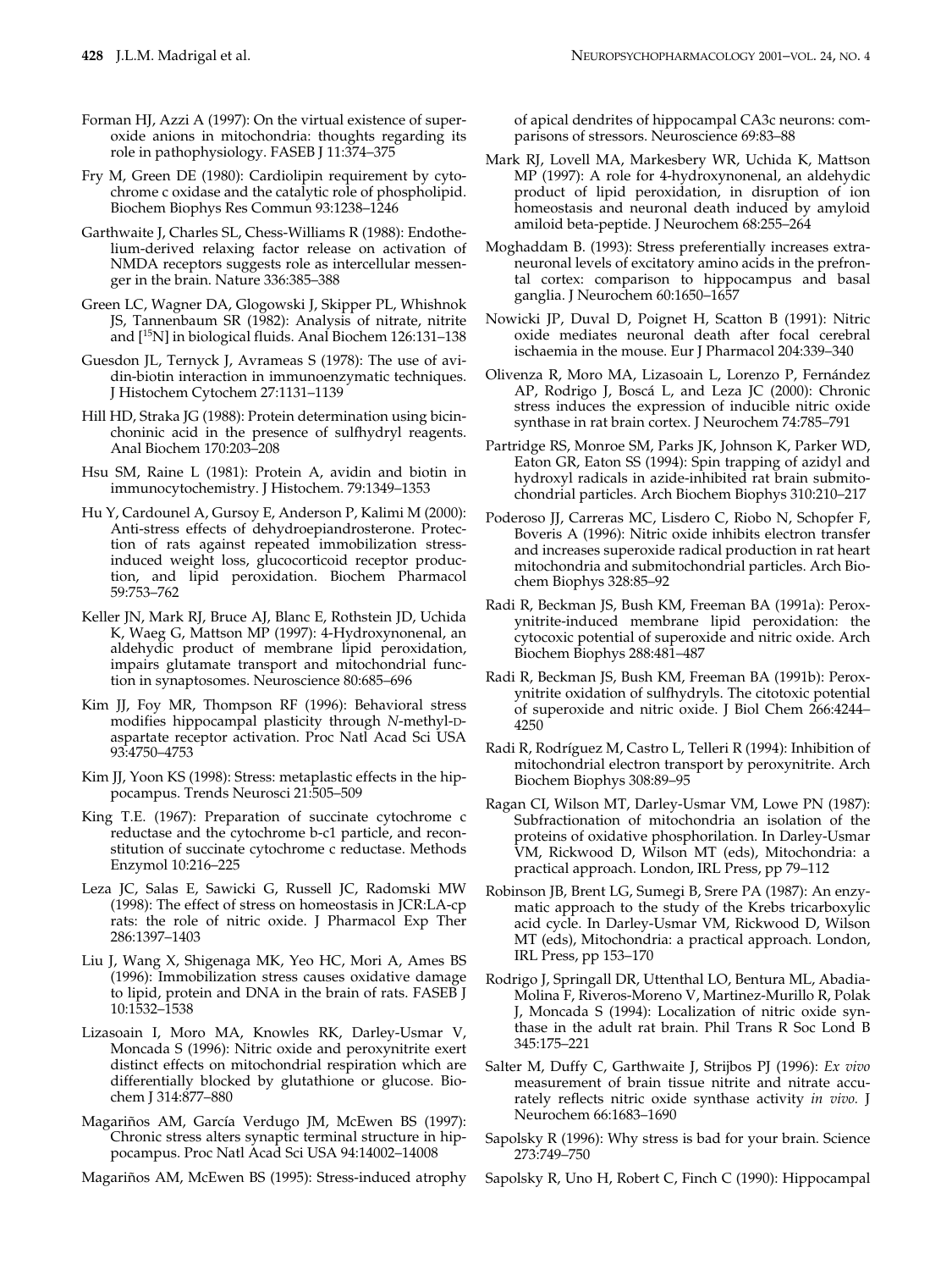Forman HJ, Azzi A (1997): On the virtual existence of superoxide anions in mitochondria: thoughts regarding its role in pathophysiology. FASEB J 11:374–375

Fry M, Green DE (1980): Cardiolipin requirement by cytochrome c oxidase and the catalytic role of phospholipid. Biochem Biophys Res Commun 93:1238–1246

Garthwaite J, Charles SL, Chess-Williams R (1988): Endothelium-derived relaxing factor release on activation of NMDA receptors suggests role as intercellular messenger in the brain. Nature 336:385–388

Green LC, Wagner DA, Glogowski J, Skipper PL, Whishnok JS, Tannenbaum SR (1982): Analysis of nitrate, nitrite and [$^{15}$N] in biological fluids. Anal Biochem 126:131–138

Guesdon JL, Ternyck J, Avrameas S (1978): The use of avidin-biotin interaction in immunoenzymatic techniques. J Histochem Cytochem 27:1131–1139

Hill HD, Straka JG (1988): Protein determination using bicinchoninic acid in the presence of sulfhydryl reagents. Anal Biochem 170:203–208

Hsu SM, Raine L (1981): Protein A, avidin and biotin in immunocytochemistry. J Histochem. 79:1349–1353

Hu Y, Cardounel A, Gursoy E, Anderson P, Kalimi M (2000): Anti-stress effects of dehydroepiandrosterone. Protection of rats against repeated immobilization stress-induced weight loss, glucocorticoid receptor production, and lipid peroxidation. Biochem Pharmacol 59:753–762

Keller JN, Mark RJ, Bruce AJ, Blanc E, Rothstein JD, Uchida K, Waeg G, Mattson MP (1997): 4-Hydroxynonenal, an aldehydic product of membrane lipid peroxidation, impairs glutamate transport and mitochondrial function in synaptosomes. Neuroscience 80:685–696

Kim JJ, Foy MR, Thompson RF (1996): Behavioral stress modifies hippocampal plasticity through *N*-methyl-D-aspartate receptor activation. Proc Natl Acad Sci USA 93:4750–4753

Kim JJ, Yoon KS (1998): Stress: metaplastic effects in the hippocampus. Trends Neurosci 21:505–509

King T.E. (1967): Preparation of succinate cytochrome c reductase and the cytochrome b-c1 particle, and reconstitution of succinate cytochrome c reductase. Methods Enzymol 10:216–225

Leza JC, Salas E, Sawicki G, Russell JC, Radomski MW (1998): The effect of stress on homeostasis in JCR:LA-cp rats: the role of nitric oxide. J Pharmacol Exp Ther 286:1397–1403

Liu J, Wang X, Shigenaga MK, Yeo HC, Mori A, Ames BS (1996): Immobilization stress causes oxidative damage to lipid, protein and DNA in the brain of rats. FASEB J 10:1532–1538

Lizasoain I, Moro MA, Knowles RK, Darley-Usmar V, Moncada S (1996): Nitric oxide and peroxynitrite exert distinct effects on mitochondrial respiration which are differentially blocked by glutathione or glucose. Biochem J 314:877–880

Magariños AM, García Verdugo JM, McEwen BS (1997): Chronic stress alters synaptic terminal structure in hippocampus. Proc Natl Acad Sci USA 94:14002–14008

Magariños AM, McEwen BS (1995): Stress-induced atrophy of apical dendrites of hippocampal CA3c neurons: comparisons of stressors. Neuroscience 69:83–88

Mark RJ, Lovell MA, Markesbery WR, Uchida K, Mattson MP (1997): A role for 4-hydroxynonenal, an aldehydic product of lipid peroxidation, in disruption of ion homeostasis and neuronal death induced by amyloid amiloid beta-peptide. J Neurochem 68:255–264

Moghaddam B. (1993): Stress preferentially increases extraneuronal levels of excitatory amino acids in the prefrontal cortex: comparison to hippocampus and basal ganglia. J Neurochem 60:1650–1657

Nowicki JP, Duval D, Poignet H, Scatton B (1991): Nitric oxide mediates neuronal death after focal cerebral ischaemia in the mouse. Eur J Pharmacol 204:339–340

Olivenza R, Moro MA, Lizasoain L, Lorenzo P, Fernández AP, Rodrigo J, Boscá L, and Leza JC (2000): Chronic stress induces the expression of inducible nitric oxide synthase in rat brain cortex. J Neurochem 74:785–791

Partridge RS, Monroe SM, Parks JK, Johnson K, Parker WD, Eaton GR, Eaton SS (1994): Spin trapping of azidyl and hydroxyl radicals in azide-inhibited rat brain submitochondrial particles. Arch Biochem Biophys 310:210–217

Poderoso JJ, Carreras MC, Lisdero C, Riobo N, Schopfer F, Boveris A (1996): Nitric oxide inhibits electron transfer and increases superoxide radical production in rat heart mitochondria and submitochondrial particles. Arch Biochem Biophys 328:85–92

Radi R, Beckman JS, Bush KM, Freeman BA (1991a): Peroxynitrite-induced membrane lipid peroxidation: the cytocoxic potential of superoxide and nitric oxide. Arch Biochem Biophys 288:481–487

Radi R, Beckman JS, Bush KM, Freeman BA (1991b): Peroxynitrite oxidation of sulfhydryls. The citotoxic potential of superoxide and nitric oxide. J Biol Chem 266:4244–4250

Radi R, Rodríguez M, Castro L, Telleri R (1994): Inhibition of mitochondrial electron transport by peroxynitrite. Arch Biochem Biophys 308:89–95

Ragan CI, Wilson MT, Darley-Usmar VM, Lowe PN (1987): Subfractionation of mitochondria an isolation of the proteins of oxidative phosphorilation. In Darley-Usmar VM, Rickwood D, Wilson MT (eds), Mitochondria: a practical approach. London, IRL Press, pp 79–112

Robinson JB, Brent LG, Sumegi B, Srere PA (1987): An enzymatic approach to the study of the Krebs tricarboxylic acid cycle. In Darley-Usmar VM, Rickwood D, Wilson MT (eds), Mitochondria: a practical approach. London, IRL Press, pp 153–170

Rodrigo J, Springall DR, Uttenthal LO, Bentura ML, Abadia-Molina F, Riveros-Moreno V, Martinez-Murillo R, Polak J, Moncada S (1994): Localization of nitric oxide synthase in the adult rat brain. Phil Trans R Soc Lond B 345:175–221

Salter M, Duffy C, Garthwaite J, Strijbos PJ (1996): *Ex vivo* measurement of brain tissue nitrite and nitrate accurately reflects nitric oxide synthase activity *in vivo.* J Neurochem 66:1683–1690

Sapolsky R (1996): Why stress is bad for your brain. Science 273:749–750

Sapolsky R, Uno H, Robert C, Finch C (1990): Hippocampal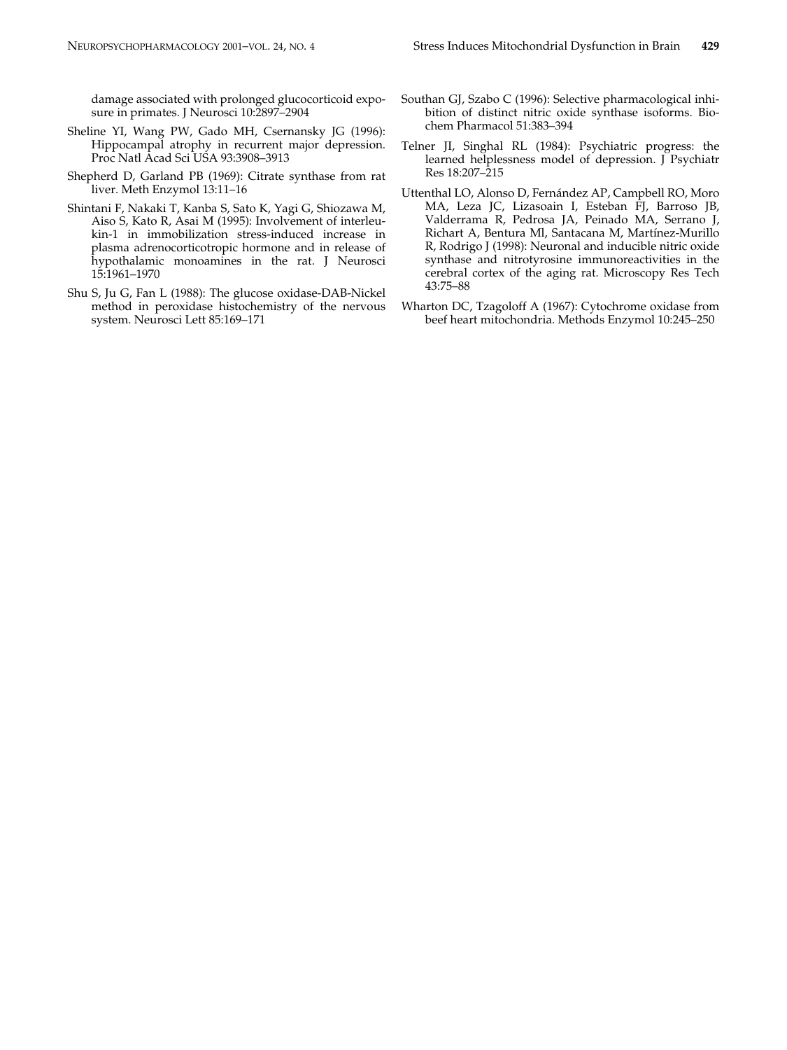damage associated with prolonged glucocorticoid exposure in primates. J Neurosci 10:2897–2904

Sheline YI, Wang PW, Gado MH, Csernansky JG (1996): Hippocampal atrophy in recurrent major depression. Proc Natl Acad Sci USA 93:3908–3913

Shepherd D, Garland PB (1969): Citrate synthase from rat liver. Meth Enzymol 13:11–16

Shintani F, Nakaki T, Kanba S, Sato K, Yagi G, Shiozawa M, Aiso S, Kato R, Asai M (1995): Involvement of interleukin-1 in immobilization stress-induced increase in plasma adrenocorticotropic hormone and in release of hypothalamic monoamines in the rat. J Neurosci 15:1961–1970

Shu S, Ju G, Fan L (1988): The glucose oxidase-DAB-Nickel method in peroxidase histochemistry of the nervous system. Neurosci Lett 85:169–171

Southan GJ, Szabo C (1996): Selective pharmacological inhibition of distinct nitric oxide synthase isoforms. Biochem Pharmacol 51:383–394

Telner JI, Singhal RL (1984): Psychiatric progress: the learned helplessness model of depression. J Psychiatr Res 18:207–215

Uttenthal LO, Alonso D, Fernández AP, Campbell RO, Moro MA, Leza JC, Lizasoain I, Esteban FJ, Barroso JB, Valderrama R, Pedrosa JA, Peinado MA, Serrano J, Richart A, Bentura Ml, Santacana M, Martínez-Murillo R, Rodrigo J (1998): Neuronal and inducible nitric oxide synthase and nitrotyrosine immunoreactivities in the cerebral cortex of the aging rat. Microscopy Res Tech 43:75–88

Wharton DC, Tzagoloff A (1967): Cytochrome oxidase from beef heart mitochondria. Methods Enzymol 10:245–250